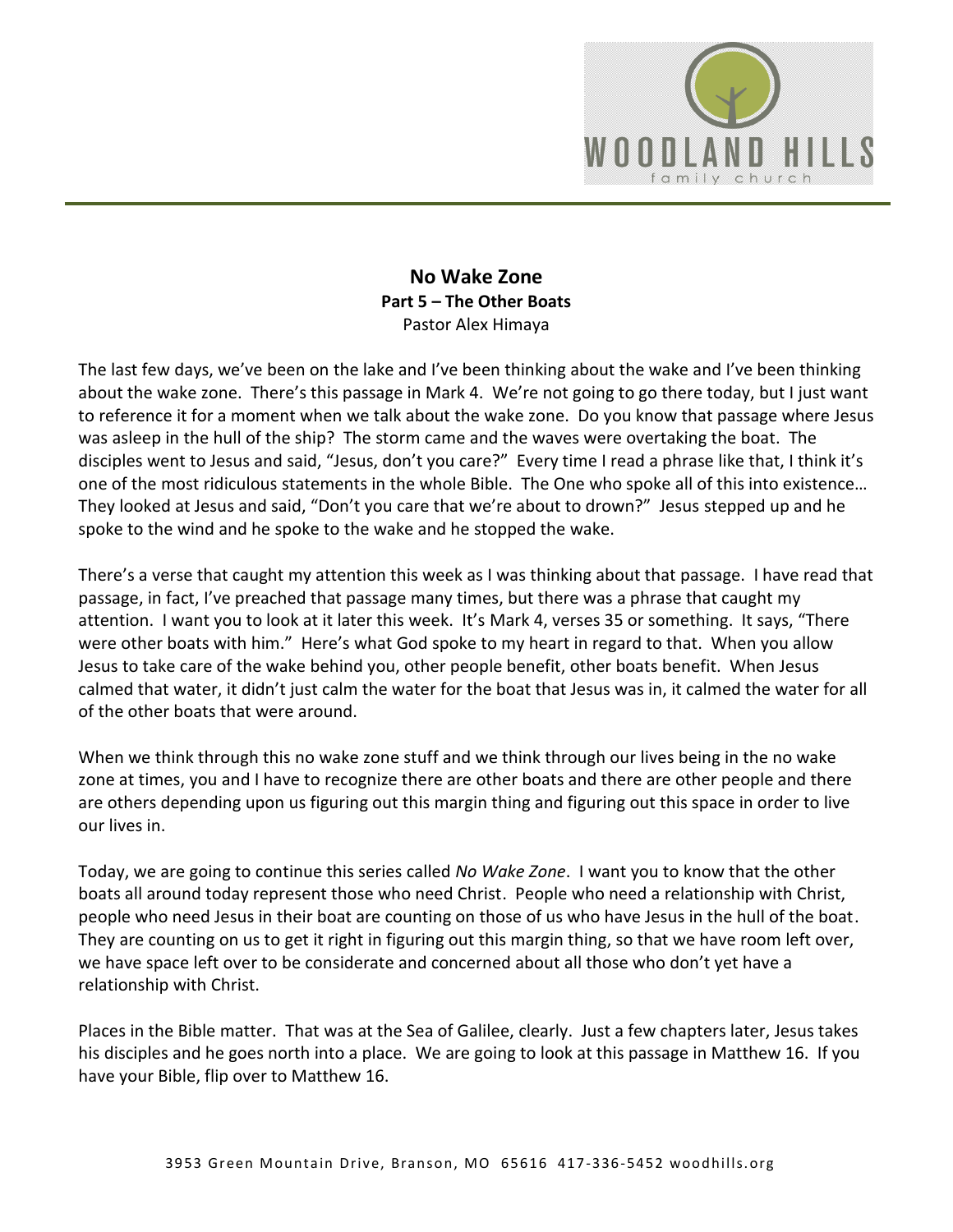**No Wake Zone**

**Part 5 – The Other Boats**

Pastor Alex Himaya

The last few days, we've been on the lake and I've been thinking about the wake and I've been thinking about the wake zone. There's this passage in Mark 4. We're not going to go there today, but I just want to reference it for a moment when we talk about the wake zone. Do you know that passage where Jesus was asleep in the hull of the ship? The storm came and the waves were overtaking the boat. The disciples went to Jesus and said, "Jesus, don't you care?" Every time I read a phrase like that, I think it's one of the most ridiculous statements in the whole Bible. The One who spoke all of this into existence… They looked at Jesus and said, "Don't you care that we're about to drown?" Jesus stepped up and he spoke to the wind and he spoke to the wake and he stopped the wake.

There's a verse that caught my attention this week as I was thinking about that passage. I have read that passage, in fact, I've preached that passage many times, but there was a phrase that caught my attention. I want you to look at it later this week. It's Mark 4, verses 35 or something. It says, "There were other boats with him." Here's what God spoke to my heart in regard to that. When you allow Jesus to take care of the wake behind you, other people benefit, other boats benefit. When Jesus calmed that water, it didn't just calm the water for the boat that Jesus was in, it calmed the water for all of the other boats that were around.

When we think through this no wake zone stuff and we think through our lives being in the no wake zone at times, you and I have to recognize there are other boats and there are other people and there are others depending upon us figuring out this margin thing and figuring out this space in order to live our lives in.

Today, we are going to continue this series called *No Wake Zone*. I want you to know that the other boats all around today represent those who need Christ. People who need a relationship with Christ, people who need Jesus in their boat are counting on those of us who have Jesus in the hull of the boat. They are counting on us to get it right in figuring out this margin thing, so that we have room left over, we have space left over to be considerate and concerned about all those who don't yet have a relationship with Christ.

Places in the Bible matter. That was at the Sea of Galilee, clearly. Just a few chapters later, Jesus takes his disciples and he goes north into a place. We are going to look at this passage in Matthew 16. If you have your Bible, flip over to Matthew 16.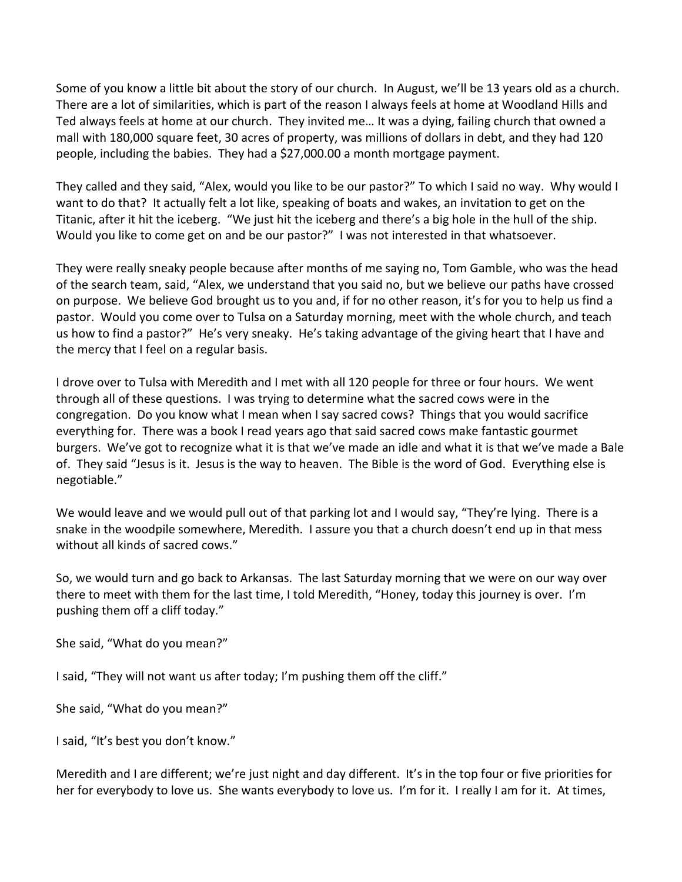Some of you know a little bit about the story of our church. In August, we'll be 13 years old as a church. There are a lot of similarities, which is part of the reason I always feels at home at Woodland Hills and Ted always feels at home at our church. They invited me… It was a dying, failing church that owned a mall with 180,000 square feet, 30 acres of property, was millions of dollars in debt, and they had 120 people, including the babies. They had a $27,000.00 a month mortgage payment.

They called and they said, "Alex, would you like to be our pastor?" To which I said no way. Why would I want to do that? It actually felt a lot like, speaking of boats and wakes, an invitation to get on the Titanic, after it hit the iceberg. "We just hit the iceberg and there's a big hole in the hull of the ship. Would you like to come get on and be our pastor?" I was not interested in that whatsoever.

They were really sneaky people because after months of me saying no, Tom Gamble, who was the head of the search team, said, "Alex, we understand that you said no, but we believe our paths have crossed on purpose. We believe God brought us to you and, if for no other reason, it's for you to help us find a pastor. Would you come over to Tulsa on a Saturday morning, meet with the whole church, and teach us how to find a pastor?" He's very sneaky. He's taking advantage of the giving heart that I have and the mercy that I feel on a regular basis.

I drove over to Tulsa with Meredith and I met with all 120 people for three or four hours. We went through all of these questions. I was trying to determine what the sacred cows were in the congregation. Do you know what I mean when I say sacred cows? Things that you would sacrifice everything for. There was a book I read years ago that said sacred cows make fantastic gourmet burgers. We've got to recognize what it is that we've made an idle and what it is that we've made a Bale of. They said "Jesus is it. Jesus is the way to heaven. The Bible is the word of God. Everything else is negotiable."

We would leave and we would pull out of that parking lot and I would say, "They're lying. There is a snake in the woodpile somewhere, Meredith. I assure you that a church doesn't end up in that mess without all kinds of sacred cows."

So, we would turn and go back to Arkansas. The last Saturday morning that we were on our way over there to meet with them for the last time, I told Meredith, "Honey, today this journey is over. I'm pushing them off a cliff today."

She said, "What do you mean?"

I said, "They will not want us after today; I'm pushing them off the cliff."

She said, "What do you mean?"

I said, "It's best you don't know."

Meredith and I are different; we're just night and day different. It's in the top four or five priorities for her for everybody to love us. She wants everybody to love us. I'm for it. I really I am for it. At times,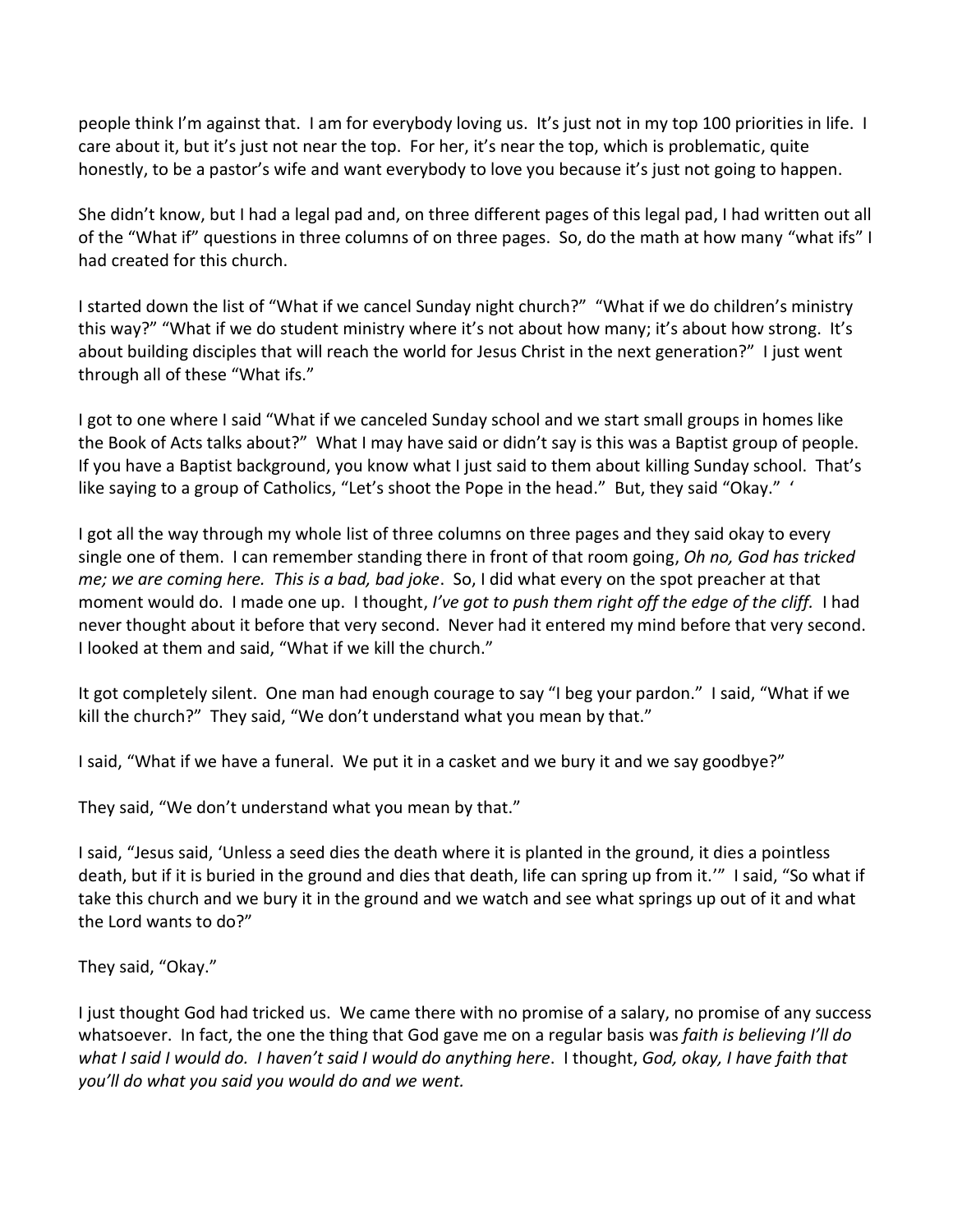people think I'm against that. I am for everybody loving us. It's just not in my top 100 priorities in life. I care about it, but it's just not near the top. For her, it's near the top, which is problematic, quite honestly, to be a pastor's wife and want everybody to love you because it's just not going to happen.

She didn't know, but I had a legal pad and, on three different pages of this legal pad, I had written out all of the "What if" questions in three columns of on three pages. So, do the math at how many "what ifs" I had created for this church.

I started down the list of "What if we cancel Sunday night church?" "What if we do children's ministry this way?" "What if we do student ministry where it's not about how many; it's about how strong. It's about building disciples that will reach the world for Jesus Christ in the next generation?" I just went through all of these "What ifs."

I got to one where I said "What if we canceled Sunday school and we start small groups in homes like the Book of Acts talks about?" What I may have said or didn't say is this was a Baptist group of people. If you have a Baptist background, you know what I just said to them about killing Sunday school. That's like saying to a group of Catholics, "Let's shoot the Pope in the head." But, they said "Okay." '

I got all the way through my whole list of three columns on three pages and they said okay to every single one of them. I can remember standing there in front of that room going, *Oh no, God has tricked me; we are coming here. This is a bad, bad joke*. So, I did what every on the spot preacher at that moment would do. I made one up. I thought, *I've got to push them right off the edge of the cliff.* I had never thought about it before that very second. Never had it entered my mind before that very second. I looked at them and said, "What if we kill the church."

It got completely silent. One man had enough courage to say "I beg your pardon." I said, "What if we kill the church?" They said, "We don't understand what you mean by that."

I said, "What if we have a funeral. We put it in a casket and we bury it and we say goodbye?"

They said, "We don't understand what you mean by that."

I said, "Jesus said, 'Unless a seed dies the death where it is planted in the ground, it dies a pointless death, but if it is buried in the ground and dies that death, life can spring up from it.'" I said, "So what if take this church and we bury it in the ground and we watch and see what springs up out of it and what the Lord wants to do?"

They said, "Okay."

I just thought God had tricked us. We came there with no promise of a salary, no promise of any success whatsoever. In fact, the one the thing that God gave me on a regular basis was *faith is believing I'll do what I said I would do. I haven't said I would do anything here*. I thought, *God, okay, I have faith that you'll do what you said you would do and we went.*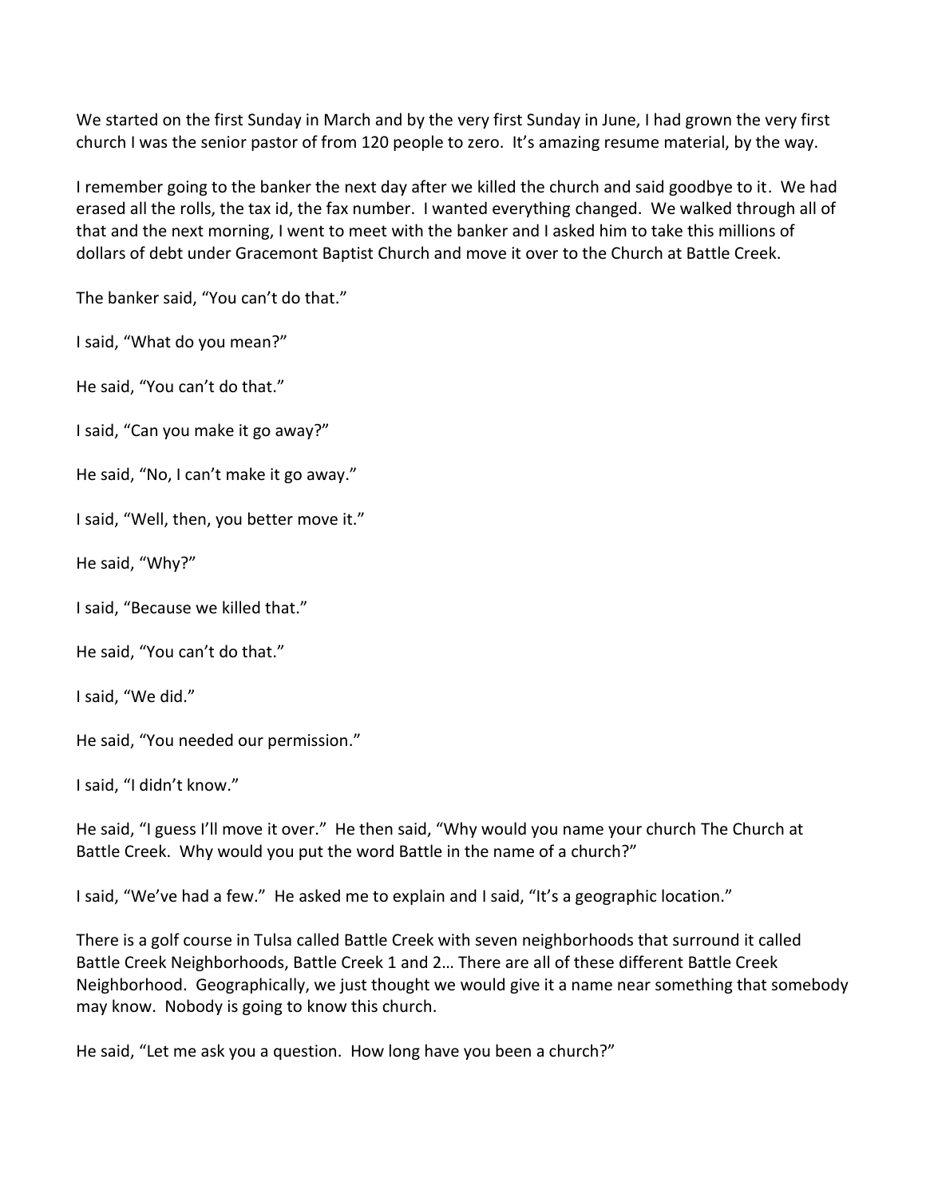We started on the first Sunday in March and by the very first Sunday in June, I had grown the very first church I was the senior pastor of from 120 people to zero. It's amazing resume material, by the way.

I remember going to the banker the next day after we killed the church and said goodbye to it. We had erased all the rolls, the tax id, the fax number. I wanted everything changed. We walked through all of that and the next morning, I went to meet with the banker and I asked him to take this millions of dollars of debt under Gracemont Baptist Church and move it over to the Church at Battle Creek.

The banker said, "You can't do that."

I said, "What do you mean?"

He said, "You can't do that."

I said, "Can you make it go away?"

He said, "No, I can't make it go away."

I said, "Well, then, you better move it."

He said, "Why?"

I said, "Because we killed that."

He said, "You can't do that."

I said, "We did."

He said, "You needed our permission."

I said, "I didn't know."

He said, "I guess I'll move it over." He then said, "Why would you name your church The Church at Battle Creek. Why would you put the word Battle in the name of a church?"

I said, "We've had a few." He asked me to explain and I said, "It's a geographic location."

There is a golf course in Tulsa called Battle Creek with seven neighborhoods that surround it called Battle Creek Neighborhoods, Battle Creek 1 and 2… There are all of these different Battle Creek Neighborhood. Geographically, we just thought we would give it a name near something that somebody may know. Nobody is going to know this church.

He said, "Let me ask you a question. How long have you been a church?"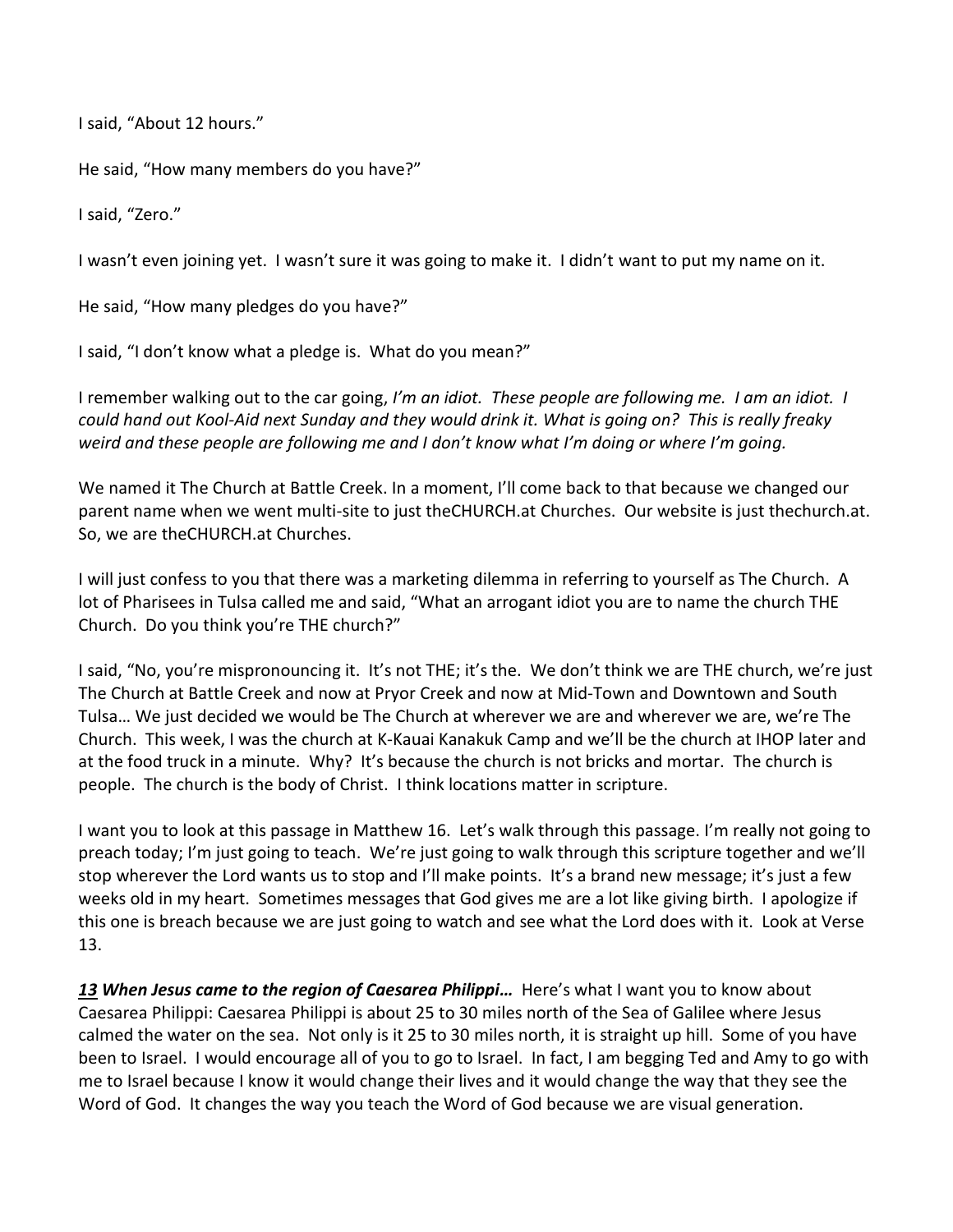I said, "About 12 hours."

He said, "How many members do you have?"

I said, "Zero."

I wasn't even joining yet. I wasn't sure it was going to make it. I didn't want to put my name on it.

He said, "How many pledges do you have?"

I said, "I don't know what a pledge is. What do you mean?"

I remember walking out to the car going, *I'm an idiot. These people are following me. I am an idiot. I could hand out Kool-Aid next Sunday and they would drink it. What is going on? This is really freaky weird and these people are following me and I don't know what I'm doing or where I'm going.*

We named it The Church at Battle Creek. In a moment, I'll come back to that because we changed our parent name when we went multi-site to just theCHURCH.at Churches. Our website is just thechurch.at. So, we are theCHURCH.at Churches.

I will just confess to you that there was a marketing dilemma in referring to yourself as The Church. A lot of Pharisees in Tulsa called me and said, "What an arrogant idiot you are to name the church THE Church. Do you think you're THE church?"

I said, "No, you're mispronouncing it. It's not THE; it's the. We don't think we are THE church, we're just The Church at Battle Creek and now at Pryor Creek and now at Mid-Town and Downtown and South Tulsa… We just decided we would be The Church at wherever we are and wherever we are, we're The Church. This week, I was the church at K-Kauai Kanakuk Camp and we'll be the church at IHOP later and at the food truck in a minute. Why? It's because the church is not bricks and mortar. The church is people. The church is the body of Christ. I think locations matter in scripture.

I want you to look at this passage in Matthew 16. Let's walk through this passage. I'm really not going to preach today; I'm just going to teach. We're just going to walk through this scripture together and we'll stop wherever the Lord wants us to stop and I'll make points. It's a brand new message; it's just a few weeks old in my heart. Sometimes messages that God gives me are a lot like giving birth. I apologize if this one is breach because we are just going to watch and see what the Lord does with it. Look at Verse 13.

***13*** ***When Jesus came to the region of Caesarea Philippi…*** Here's what I want you to know about Caesarea Philippi: Caesarea Philippi is about 25 to 30 miles north of the Sea of Galilee where Jesus calmed the water on the sea. Not only is it 25 to 30 miles north, it is straight up hill. Some of you have been to Israel. I would encourage all of you to go to Israel. In fact, I am begging Ted and Amy to go with me to Israel because I know it would change their lives and it would change the way that they see the Word of God. It changes the way you teach the Word of God because we are visual generation.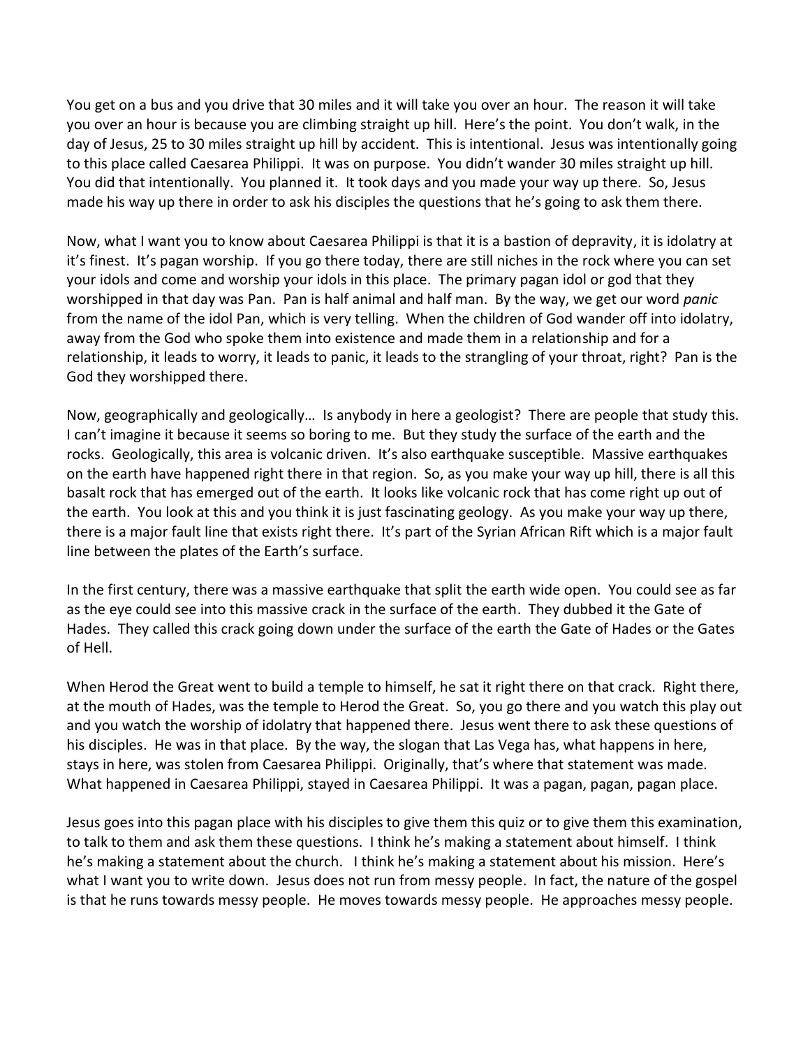You get on a bus and you drive that 30 miles and it will take you over an hour. The reason it will take you over an hour is because you are climbing straight up hill. Here's the point. You don't walk, in the day of Jesus, 25 to 30 miles straight up hill by accident. This is intentional. Jesus was intentionally going to this place called Caesarea Philippi. It was on purpose. You didn't wander 30 miles straight up hill. You did that intentionally. You planned it. It took days and you made your way up there. So, Jesus made his way up there in order to ask his disciples the questions that he's going to ask them there.

Now, what I want you to know about Caesarea Philippi is that it is a bastion of depravity, it is idolatry at it's finest. It's pagan worship. If you go there today, there are still niches in the rock where you can set your idols and come and worship your idols in this place. The primary pagan idol or god that they worshipped in that day was Pan. Pan is half animal and half man. By the way, we get our word *panic* from the name of the idol Pan, which is very telling. When the children of God wander off into idolatry, away from the God who spoke them into existence and made them in a relationship and for a relationship, it leads to worry, it leads to panic, it leads to the strangling of your throat, right? Pan is the God they worshipped there.

Now, geographically and geologically… Is anybody in here a geologist? There are people that study this. I can't imagine it because it seems so boring to me. But they study the surface of the earth and the rocks. Geologically, this area is volcanic driven. It's also earthquake susceptible. Massive earthquakes on the earth have happened right there in that region. So, as you make your way up hill, there is all this basalt rock that has emerged out of the earth. It looks like volcanic rock that has come right up out of the earth. You look at this and you think it is just fascinating geology. As you make your way up there, there is a major fault line that exists right there. It's part of the Syrian African Rift which is a major fault line between the plates of the Earth's surface.

In the first century, there was a massive earthquake that split the earth wide open. You could see as far as the eye could see into this massive crack in the surface of the earth. They dubbed it the Gate of Hades. They called this crack going down under the surface of the earth the Gate of Hades or the Gates of Hell.

When Herod the Great went to build a temple to himself, he sat it right there on that crack. Right there, at the mouth of Hades, was the temple to Herod the Great. So, you go there and you watch this play out and you watch the worship of idolatry that happened there. Jesus went there to ask these questions of his disciples. He was in that place. By the way, the slogan that Las Vega has, what happens in here, stays in here, was stolen from Caesarea Philippi. Originally, that's where that statement was made. What happened in Caesarea Philippi, stayed in Caesarea Philippi. It was a pagan, pagan, pagan place.

Jesus goes into this pagan place with his disciples to give them this quiz or to give them this examination, to talk to them and ask them these questions. I think he's making a statement about himself. I think he's making a statement about the church. I think he's making a statement about his mission. Here's what I want you to write down. Jesus does not run from messy people. In fact, the nature of the gospel is that he runs towards messy people. He moves towards messy people. He approaches messy people.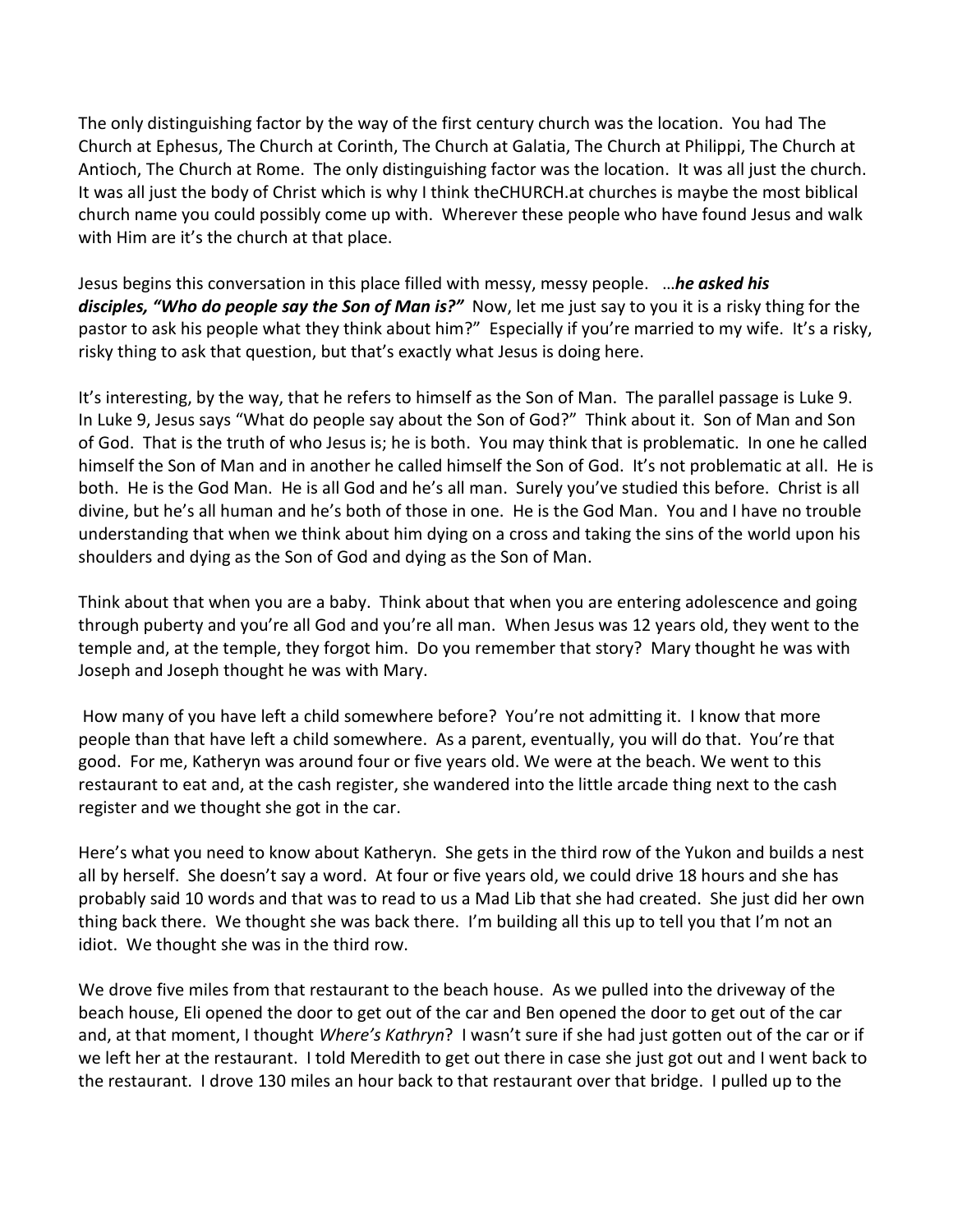The only distinguishing factor by the way of the first century church was the location. You had The Church at Ephesus, The Church at Corinth, The Church at Galatia, The Church at Philippi, The Church at Antioch, The Church at Rome. The only distinguishing factor was the location. It was all just the church. It was all just the body of Christ which is why I think theCHURCH.at churches is maybe the most biblical church name you could possibly come up with. Wherever these people who have found Jesus and walk with Him are it's the church at that place.

Jesus begins this conversation in this place filled with messy, messy people. …***he asked his disciples, "Who do people say the Son of Man is?"*** Now, let me just say to you it is a risky thing for the pastor to ask his people what they think about him?" Especially if you're married to my wife. It's a risky, risky thing to ask that question, but that's exactly what Jesus is doing here.

It's interesting, by the way, that he refers to himself as the Son of Man. The parallel passage is Luke 9. In Luke 9, Jesus says "What do people say about the Son of God?" Think about it. Son of Man and Son of God. That is the truth of who Jesus is; he is both. You may think that is problematic. In one he called himself the Son of Man and in another he called himself the Son of God. It's not problematic at all. He is both. He is the God Man. He is all God and he's all man. Surely you've studied this before. Christ is all divine, but he's all human and he's both of those in one. He is the God Man. You and I have no trouble understanding that when we think about him dying on a cross and taking the sins of the world upon his shoulders and dying as the Son of God and dying as the Son of Man.

Think about that when you are a baby. Think about that when you are entering adolescence and going through puberty and you're all God and you're all man. When Jesus was 12 years old, they went to the temple and, at the temple, they forgot him. Do you remember that story? Mary thought he was with Joseph and Joseph thought he was with Mary.

How many of you have left a child somewhere before? You're not admitting it. I know that more people than that have left a child somewhere. As a parent, eventually, you will do that. You're that good. For me, Katheryn was around four or five years old. We were at the beach. We went to this restaurant to eat and, at the cash register, she wandered into the little arcade thing next to the cash register and we thought she got in the car.

Here's what you need to know about Katheryn. She gets in the third row of the Yukon and builds a nest all by herself. She doesn't say a word. At four or five years old, we could drive 18 hours and she has probably said 10 words and that was to read to us a Mad Lib that she had created. She just did her own thing back there. We thought she was back there. I'm building all this up to tell you that I'm not an idiot. We thought she was in the third row.

We drove five miles from that restaurant to the beach house. As we pulled into the driveway of the beach house, Eli opened the door to get out of the car and Ben opened the door to get out of the car and, at that moment, I thought *Where's Kathryn*? I wasn't sure if she had just gotten out of the car or if we left her at the restaurant. I told Meredith to get out there in case she just got out and I went back to the restaurant. I drove 130 miles an hour back to that restaurant over that bridge. I pulled up to the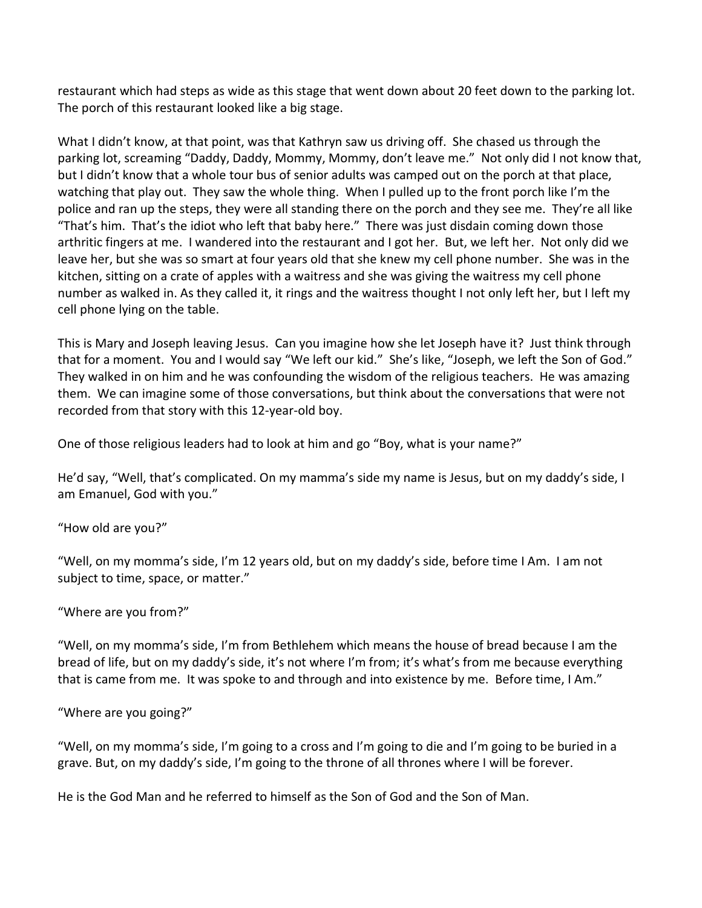restaurant which had steps as wide as this stage that went down about 20 feet down to the parking lot. The porch of this restaurant looked like a big stage.

What I didn't know, at that point, was that Kathryn saw us driving off. She chased us through the parking lot, screaming "Daddy, Daddy, Mommy, Mommy, don't leave me." Not only did I not know that, but I didn't know that a whole tour bus of senior adults was camped out on the porch at that place, watching that play out. They saw the whole thing. When I pulled up to the front porch like I'm the police and ran up the steps, they were all standing there on the porch and they see me. They're all like "That's him. That's the idiot who left that baby here." There was just disdain coming down those arthritic fingers at me. I wandered into the restaurant and I got her. But, we left her. Not only did we leave her, but she was so smart at four years old that she knew my cell phone number. She was in the kitchen, sitting on a crate of apples with a waitress and she was giving the waitress my cell phone number as walked in. As they called it, it rings and the waitress thought I not only left her, but I left my cell phone lying on the table.

This is Mary and Joseph leaving Jesus. Can you imagine how she let Joseph have it? Just think through that for a moment. You and I would say "We left our kid." She's like, "Joseph, we left the Son of God." They walked in on him and he was confounding the wisdom of the religious teachers. He was amazing them. We can imagine some of those conversations, but think about the conversations that were not recorded from that story with this 12-year-old boy.

One of those religious leaders had to look at him and go "Boy, what is your name?"

He'd say, "Well, that's complicated. On my mamma's side my name is Jesus, but on my daddy's side, I am Emanuel, God with you."

"How old are you?"

"Well, on my momma's side, I'm 12 years old, but on my daddy's side, before time I Am. I am not subject to time, space, or matter."

"Where are you from?"

"Well, on my momma's side, I'm from Bethlehem which means the house of bread because I am the bread of life, but on my daddy's side, it's not where I'm from; it's what's from me because everything that is came from me. It was spoke to and through and into existence by me. Before time, I Am."

"Where are you going?"

"Well, on my momma's side, I'm going to a cross and I'm going to die and I'm going to be buried in a grave. But, on my daddy's side, I'm going to the throne of all thrones where I will be forever.

He is the God Man and he referred to himself as the Son of God and the Son of Man.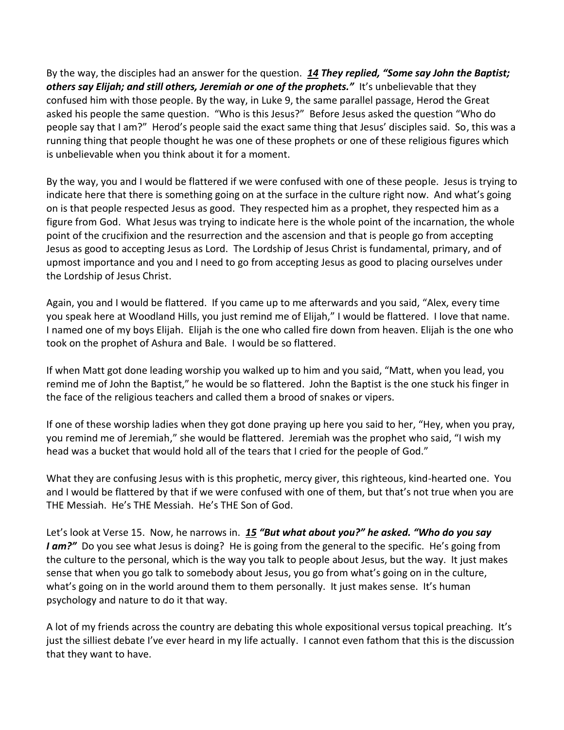By the way, the disciples had an answer for the question. ***14** They replied, "Some say John the Baptist; others say Elijah; and still others, Jeremiah or one of the prophets."* It's unbelievable that they confused him with those people. By the way, in Luke 9, the same parallel passage, Herod the Great asked his people the same question. "Who is this Jesus?" Before Jesus asked the question "Who do people say that I am?" Herod's people said the exact same thing that Jesus' disciples said. So, this was a running thing that people thought he was one of these prophets or one of these religious figures which is unbelievable when you think about it for a moment.

By the way, you and I would be flattered if we were confused with one of these people. Jesus is trying to indicate here that there is something going on at the surface in the culture right now. And what's going on is that people respected Jesus as good. They respected him as a prophet, they respected him as a figure from God. What Jesus was trying to indicate here is the whole point of the incarnation, the whole point of the crucifixion and the resurrection and the ascension and that is people go from accepting Jesus as good to accepting Jesus as Lord. The Lordship of Jesus Christ is fundamental, primary, and of upmost importance and you and I need to go from accepting Jesus as good to placing ourselves under the Lordship of Jesus Christ.

Again, you and I would be flattered. If you came up to me afterwards and you said, "Alex, every time you speak here at Woodland Hills, you just remind me of Elijah," I would be flattered. I love that name. I named one of my boys Elijah. Elijah is the one who called fire down from heaven. Elijah is the one who took on the prophet of Ashura and Bale. I would be so flattered.

If when Matt got done leading worship you walked up to him and you said, "Matt, when you lead, you remind me of John the Baptist," he would be so flattered. John the Baptist is the one stuck his finger in the face of the religious teachers and called them a brood of snakes or vipers.

If one of these worship ladies when they got done praying up here you said to her, "Hey, when you pray, you remind me of Jeremiah," she would be flattered. Jeremiah was the prophet who said, "I wish my head was a bucket that would hold all of the tears that I cried for the people of God."

What they are confusing Jesus with is this prophetic, mercy giver, this righteous, kind-hearted one. You and I would be flattered by that if we were confused with one of them, but that's not true when you are THE Messiah. He's THE Messiah. He's THE Son of God.

Let's look at Verse 15. Now, he narrows in. ***15** "But what about you?" he asked. "Who do you say I am?"* Do you see what Jesus is doing? He is going from the general to the specific. He's going from the culture to the personal, which is the way you talk to people about Jesus, but the way. It just makes sense that when you go talk to somebody about Jesus, you go from what's going on in the culture, what's going on in the world around them to them personally. It just makes sense. It's human psychology and nature to do it that way.

A lot of my friends across the country are debating this whole expositional versus topical preaching. It's just the silliest debate I've ever heard in my life actually. I cannot even fathom that this is the discussion that they want to have.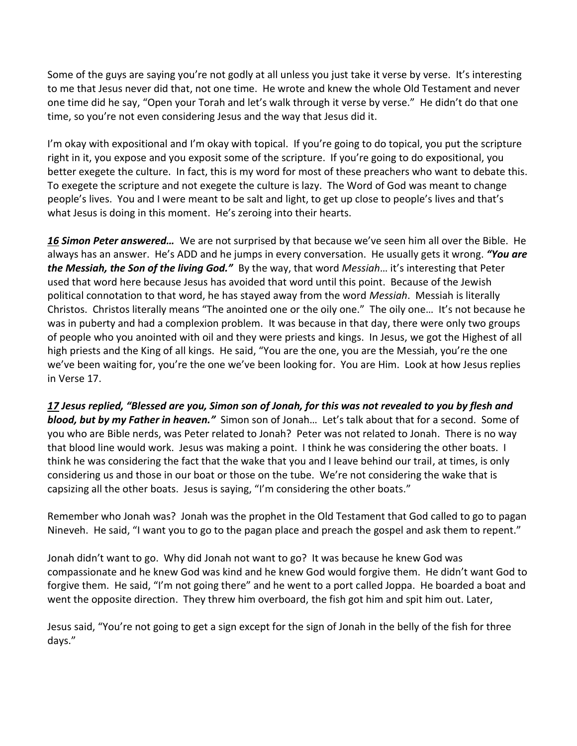Some of the guys are saying you're not godly at all unless you just take it verse by verse. It's interesting to me that Jesus never did that, not one time. He wrote and knew the whole Old Testament and never one time did he say, "Open your Torah and let's walk through it verse by verse." He didn't do that one time, so you're not even considering Jesus and the way that Jesus did it.

I'm okay with expositional and I'm okay with topical. If you're going to do topical, you put the scripture right in it, you expose and you exposit some of the scripture. If you're going to do expositional, you better exegete the culture. In fact, this is my word for most of these preachers who want to debate this. To exegete the scripture and not exegete the culture is lazy. The Word of God was meant to change people's lives. You and I were meant to be salt and light, to get up close to people's lives and that's what Jesus is doing in this moment. He's zeroing into their hearts.

***16 Simon Peter answered…*** We are not surprised by that because we've seen him all over the Bible. He always has an answer. He's ADD and he jumps in every conversation. He usually gets it wrong. ***"You are the Messiah, the Son of the living God."*** By the way, that word *Messiah*… it's interesting that Peter used that word here because Jesus has avoided that word until this point. Because of the Jewish political connotation to that word, he has stayed away from the word *Messiah*. Messiah is literally Christos. Christos literally means "The anointed one or the oily one." The oily one… It's not because he was in puberty and had a complexion problem. It was because in that day, there were only two groups of people who you anointed with oil and they were priests and kings. In Jesus, we got the Highest of all high priests and the King of all kings. He said, "You are the one, you are the Messiah, you're the one we've been waiting for, you're the one we've been looking for. You are Him. Look at how Jesus replies in Verse 17.

***17 Jesus replied, "Blessed are you, Simon son of Jonah, for this was not revealed to you by flesh and blood, but by my Father in heaven."*** Simon son of Jonah… Let's talk about that for a second. Some of you who are Bible nerds, was Peter related to Jonah? Peter was not related to Jonah. There is no way that blood line would work. Jesus was making a point. I think he was considering the other boats. I think he was considering the fact that the wake that you and I leave behind our trail, at times, is only considering us and those in our boat or those on the tube. We're not considering the wake that is capsizing all the other boats. Jesus is saying, "I'm considering the other boats."

Remember who Jonah was? Jonah was the prophet in the Old Testament that God called to go to pagan Nineveh. He said, "I want you to go to the pagan place and preach the gospel and ask them to repent."

Jonah didn't want to go. Why did Jonah not want to go? It was because he knew God was compassionate and he knew God was kind and he knew God would forgive them. He didn't want God to forgive them. He said, "I'm not going there" and he went to a port called Joppa. He boarded a boat and went the opposite direction. They threw him overboard, the fish got him and spit him out. Later,

Jesus said, "You're not going to get a sign except for the sign of Jonah in the belly of the fish for three days."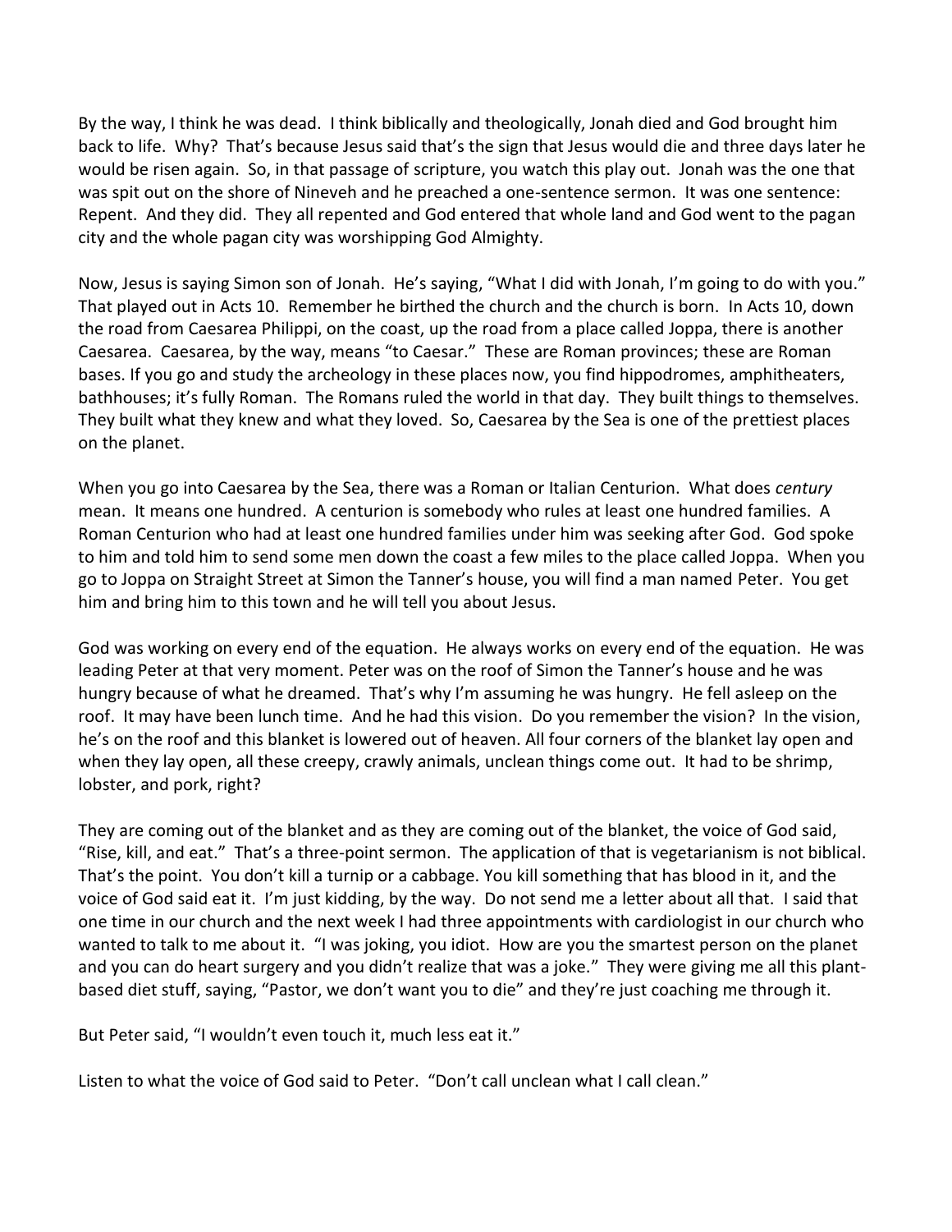By the way, I think he was dead. I think biblically and theologically, Jonah died and God brought him back to life. Why? That's because Jesus said that's the sign that Jesus would die and three days later he would be risen again. So, in that passage of scripture, you watch this play out. Jonah was the one that was spit out on the shore of Nineveh and he preached a one-sentence sermon. It was one sentence: Repent. And they did. They all repented and God entered that whole land and God went to the pagan city and the whole pagan city was worshipping God Almighty.

Now, Jesus is saying Simon son of Jonah. He's saying, "What I did with Jonah, I'm going to do with you." That played out in Acts 10. Remember he birthed the church and the church is born. In Acts 10, down the road from Caesarea Philippi, on the coast, up the road from a place called Joppa, there is another Caesarea. Caesarea, by the way, means "to Caesar." These are Roman provinces; these are Roman bases. If you go and study the archeology in these places now, you find hippodromes, amphitheaters, bathhouses; it's fully Roman. The Romans ruled the world in that day. They built things to themselves. They built what they knew and what they loved. So, Caesarea by the Sea is one of the prettiest places on the planet.

When you go into Caesarea by the Sea, there was a Roman or Italian Centurion. What does *century* mean. It means one hundred. A centurion is somebody who rules at least one hundred families. A Roman Centurion who had at least one hundred families under him was seeking after God. God spoke to him and told him to send some men down the coast a few miles to the place called Joppa. When you go to Joppa on Straight Street at Simon the Tanner's house, you will find a man named Peter. You get him and bring him to this town and he will tell you about Jesus.

God was working on every end of the equation. He always works on every end of the equation. He was leading Peter at that very moment. Peter was on the roof of Simon the Tanner's house and he was hungry because of what he dreamed. That's why I'm assuming he was hungry. He fell asleep on the roof. It may have been lunch time. And he had this vision. Do you remember the vision? In the vision, he's on the roof and this blanket is lowered out of heaven. All four corners of the blanket lay open and when they lay open, all these creepy, crawly animals, unclean things come out. It had to be shrimp, lobster, and pork, right?

They are coming out of the blanket and as they are coming out of the blanket, the voice of God said, "Rise, kill, and eat." That's a three-point sermon. The application of that is vegetarianism is not biblical. That's the point. You don't kill a turnip or a cabbage. You kill something that has blood in it, and the voice of God said eat it. I'm just kidding, by the way. Do not send me a letter about all that. I said that one time in our church and the next week I had three appointments with cardiologist in our church who wanted to talk to me about it. "I was joking, you idiot. How are you the smartest person on the planet and you can do heart surgery and you didn't realize that was a joke." They were giving me all this plant-based diet stuff, saying, "Pastor, we don't want you to die" and they're just coaching me through it.

But Peter said, "I wouldn't even touch it, much less eat it."

Listen to what the voice of God said to Peter. "Don't call unclean what I call clean."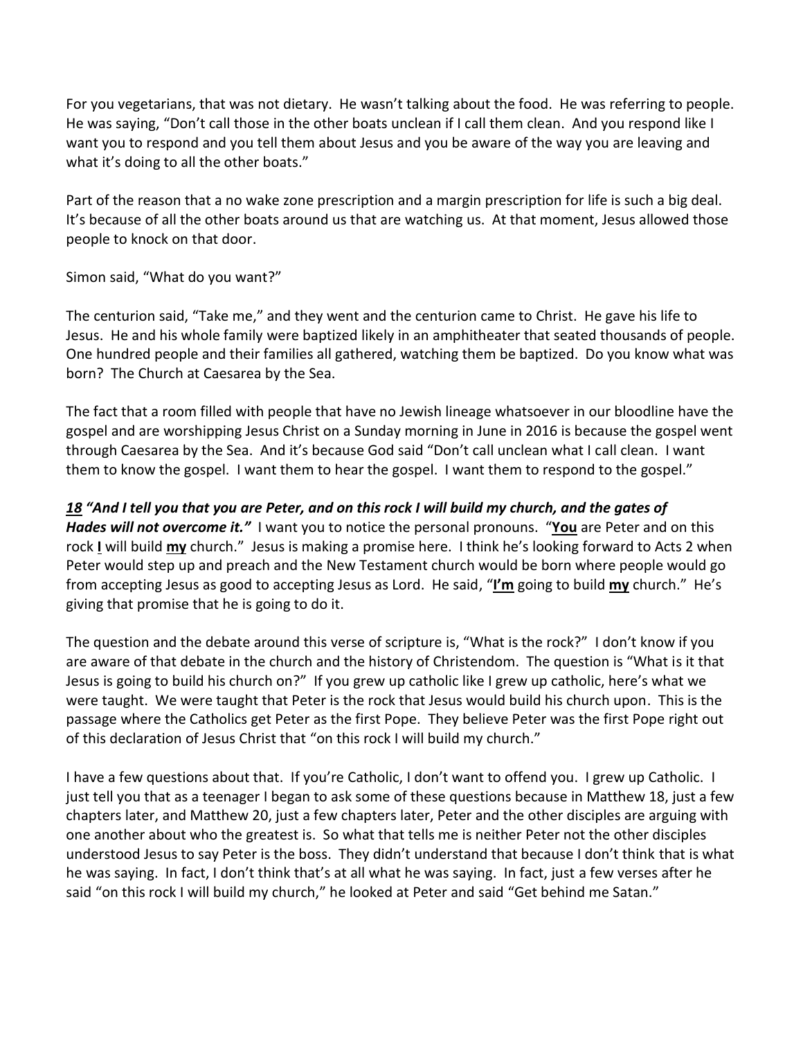For you vegetarians, that was not dietary. He wasn't talking about the food. He was referring to people. He was saying, "Don't call those in the other boats unclean if I call them clean. And you respond like I want you to respond and you tell them about Jesus and you be aware of the way you are leaving and what it's doing to all the other boats."

Part of the reason that a no wake zone prescription and a margin prescription for life is such a big deal. It's because of all the other boats around us that are watching us. At that moment, Jesus allowed those people to knock on that door.

Simon said, "What do you want?"

The centurion said, "Take me," and they went and the centurion came to Christ. He gave his life to Jesus. He and his whole family were baptized likely in an amphitheater that seated thousands of people. One hundred people and their families all gathered, watching them be baptized. Do you know what was born? The Church at Caesarea by the Sea.

The fact that a room filled with people that have no Jewish lineage whatsoever in our bloodline have the gospel and are worshipping Jesus Christ on a Sunday morning in June in 2016 is because the gospel went through Caesarea by the Sea. And it's because God said "Don't call unclean what I call clean. I want them to know the gospel. I want them to hear the gospel. I want them to respond to the gospel."

***<u>18</u> "And I tell you that you are Peter, and on this rock I will build my church, and the gates of Hades will not overcome it."*** I want you to notice the personal pronouns. "**<u>You</u>** are Peter and on this rock **<u>I</u>** will build **<u>my</u>** church." Jesus is making a promise here. I think he's looking forward to Acts 2 when Peter would step up and preach and the New Testament church would be born where people would go from accepting Jesus as good to accepting Jesus as Lord. He said, "**<u>I'm</u>** going to build **<u>my</u>** church." He's giving that promise that he is going to do it.

The question and the debate around this verse of scripture is, "What is the rock?" I don't know if you are aware of that debate in the church and the history of Christendom. The question is "What is it that Jesus is going to build his church on?" If you grew up catholic like I grew up catholic, here's what we were taught. We were taught that Peter is the rock that Jesus would build his church upon. This is the passage where the Catholics get Peter as the first Pope. They believe Peter was the first Pope right out of this declaration of Jesus Christ that "on this rock I will build my church."

I have a few questions about that. If you're Catholic, I don't want to offend you. I grew up Catholic. I just tell you that as a teenager I began to ask some of these questions because in Matthew 18, just a few chapters later, and Matthew 20, just a few chapters later, Peter and the other disciples are arguing with one another about who the greatest is. So what that tells me is neither Peter not the other disciples understood Jesus to say Peter is the boss. They didn't understand that because I don't think that is what he was saying. In fact, I don't think that's at all what he was saying. In fact, just a few verses after he said "on this rock I will build my church," he looked at Peter and said "Get behind me Satan."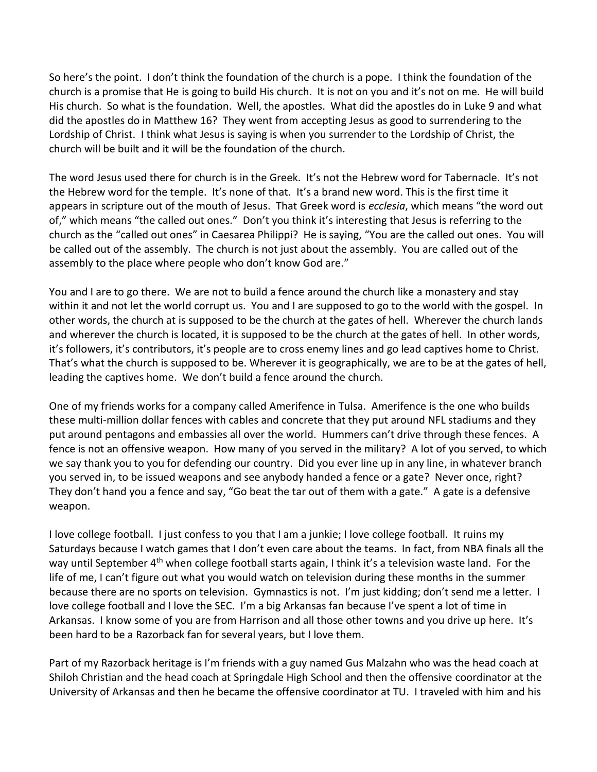So here's the point. I don't think the foundation of the church is a pope. I think the foundation of the church is a promise that He is going to build His church. It is not on you and it's not on me. He will build His church. So what is the foundation. Well, the apostles. What did the apostles do in Luke 9 and what did the apostles do in Matthew 16? They went from accepting Jesus as good to surrendering to the Lordship of Christ. I think what Jesus is saying is when you surrender to the Lordship of Christ, the church will be built and it will be the foundation of the church.

The word Jesus used there for church is in the Greek. It's not the Hebrew word for Tabernacle. It's not the Hebrew word for the temple. It's none of that. It's a brand new word. This is the first time it appears in scripture out of the mouth of Jesus. That Greek word is *ecclesia*, which means "the word out of," which means "the called out ones." Don't you think it's interesting that Jesus is referring to the church as the "called out ones" in Caesarea Philippi? He is saying, "You are the called out ones. You will be called out of the assembly. The church is not just about the assembly. You are called out of the assembly to the place where people who don't know God are."

You and I are to go there. We are not to build a fence around the church like a monastery and stay within it and not let the world corrupt us. You and I are supposed to go to the world with the gospel. In other words, the church at is supposed to be the church at the gates of hell. Wherever the church lands and wherever the church is located, it is supposed to be the church at the gates of hell. In other words, it's followers, it's contributors, it's people are to cross enemy lines and go lead captives home to Christ. That's what the church is supposed to be. Wherever it is geographically, we are to be at the gates of hell, leading the captives home. We don't build a fence around the church.

One of my friends works for a company called Amerifence in Tulsa. Amerifence is the one who builds these multi-million dollar fences with cables and concrete that they put around NFL stadiums and they put around pentagons and embassies all over the world. Hummers can't drive through these fences. A fence is not an offensive weapon. How many of you served in the military? A lot of you served, to which we say thank you to you for defending our country. Did you ever line up in any line, in whatever branch you served in, to be issued weapons and see anybody handed a fence or a gate? Never once, right? They don't hand you a fence and say, "Go beat the tar out of them with a gate." A gate is a defensive weapon.

I love college football. I just confess to you that I am a junkie; I love college football. It ruins my Saturdays because I watch games that I don't even care about the teams. In fact, from NBA finals all the way until September 4th when college football starts again, I think it's a television waste land. For the life of me, I can't figure out what you would watch on television during these months in the summer because there are no sports on television. Gymnastics is not. I'm just kidding; don't send me a letter. I love college football and I love the SEC. I'm a big Arkansas fan because I've spent a lot of time in Arkansas. I know some of you are from Harrison and all those other towns and you drive up here. It's been hard to be a Razorback fan for several years, but I love them.

Part of my Razorback heritage is I'm friends with a guy named Gus Malzahn who was the head coach at Shiloh Christian and the head coach at Springdale High School and then the offensive coordinator at the University of Arkansas and then he became the offensive coordinator at TU. I traveled with him and his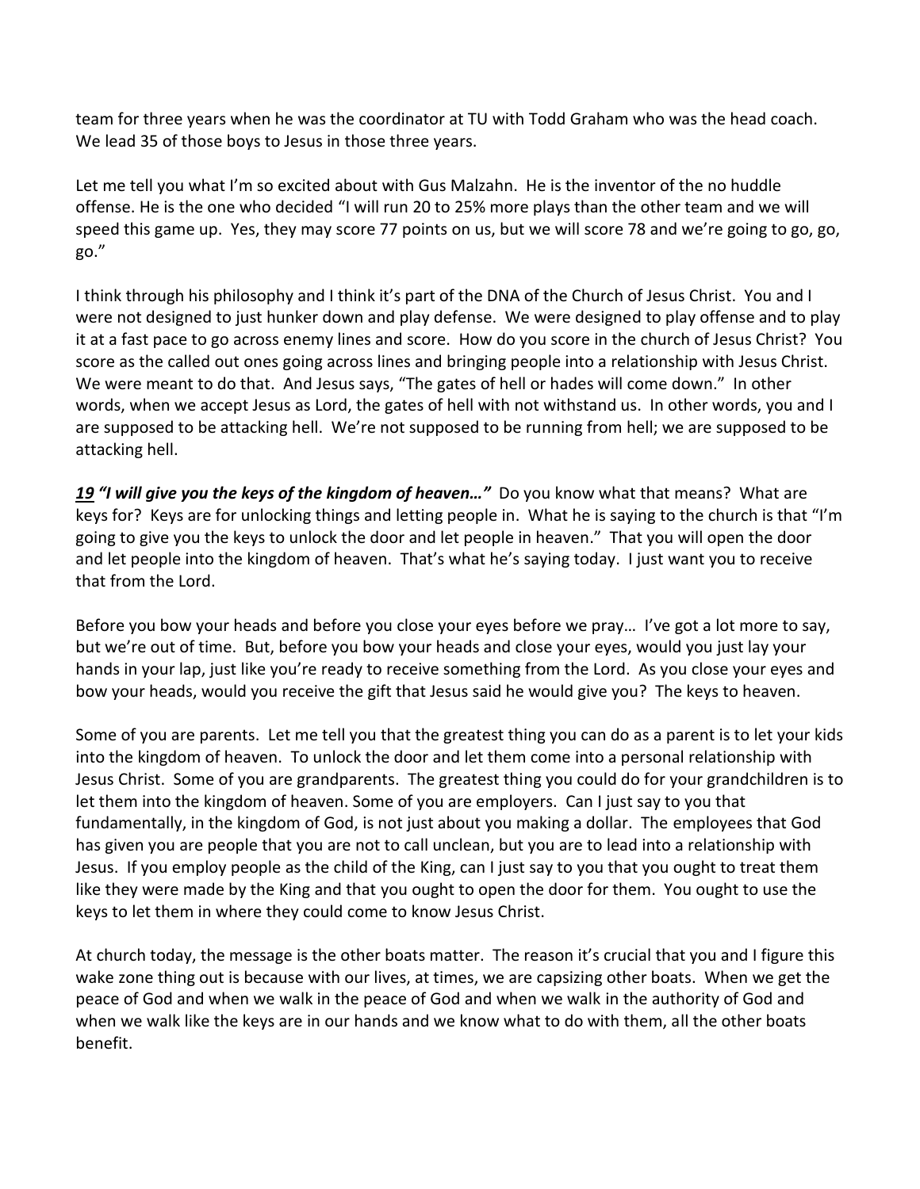team for three years when he was the coordinator at TU with Todd Graham who was the head coach. We lead 35 of those boys to Jesus in those three years.

Let me tell you what I'm so excited about with Gus Malzahn. He is the inventor of the no huddle offense. He is the one who decided "I will run 20 to 25% more plays than the other team and we will speed this game up. Yes, they may score 77 points on us, but we will score 78 and we're going to go, go, go."

I think through his philosophy and I think it's part of the DNA of the Church of Jesus Christ. You and I were not designed to just hunker down and play defense. We were designed to play offense and to play it at a fast pace to go across enemy lines and score. How do you score in the church of Jesus Christ? You score as the called out ones going across lines and bringing people into a relationship with Jesus Christ. We were meant to do that. And Jesus says, "The gates of hell or hades will come down." In other words, when we accept Jesus as Lord, the gates of hell with not withstand us. In other words, you and I are supposed to be attacking hell. We're not supposed to be running from hell; we are supposed to be attacking hell.

***19*** ***"I will give you the keys of the kingdom of heaven…"*** Do you know what that means? What are keys for? Keys are for unlocking things and letting people in. What he is saying to the church is that "I'm going to give you the keys to unlock the door and let people in heaven." That you will open the door and let people into the kingdom of heaven. That's what he's saying today. I just want you to receive that from the Lord.

Before you bow your heads and before you close your eyes before we pray… I've got a lot more to say, but we're out of time. But, before you bow your heads and close your eyes, would you just lay your hands in your lap, just like you're ready to receive something from the Lord. As you close your eyes and bow your heads, would you receive the gift that Jesus said he would give you? The keys to heaven.

Some of you are parents. Let me tell you that the greatest thing you can do as a parent is to let your kids into the kingdom of heaven. To unlock the door and let them come into a personal relationship with Jesus Christ. Some of you are grandparents. The greatest thing you could do for your grandchildren is to let them into the kingdom of heaven. Some of you are employers. Can I just say to you that fundamentally, in the kingdom of God, is not just about you making a dollar. The employees that God has given you are people that you are not to call unclean, but you are to lead into a relationship with Jesus. If you employ people as the child of the King, can I just say to you that you ought to treat them like they were made by the King and that you ought to open the door for them. You ought to use the keys to let them in where they could come to know Jesus Christ.

At church today, the message is the other boats matter. The reason it's crucial that you and I figure this wake zone thing out is because with our lives, at times, we are capsizing other boats. When we get the peace of God and when we walk in the peace of God and when we walk in the authority of God and when we walk like the keys are in our hands and we know what to do with them, all the other boats benefit.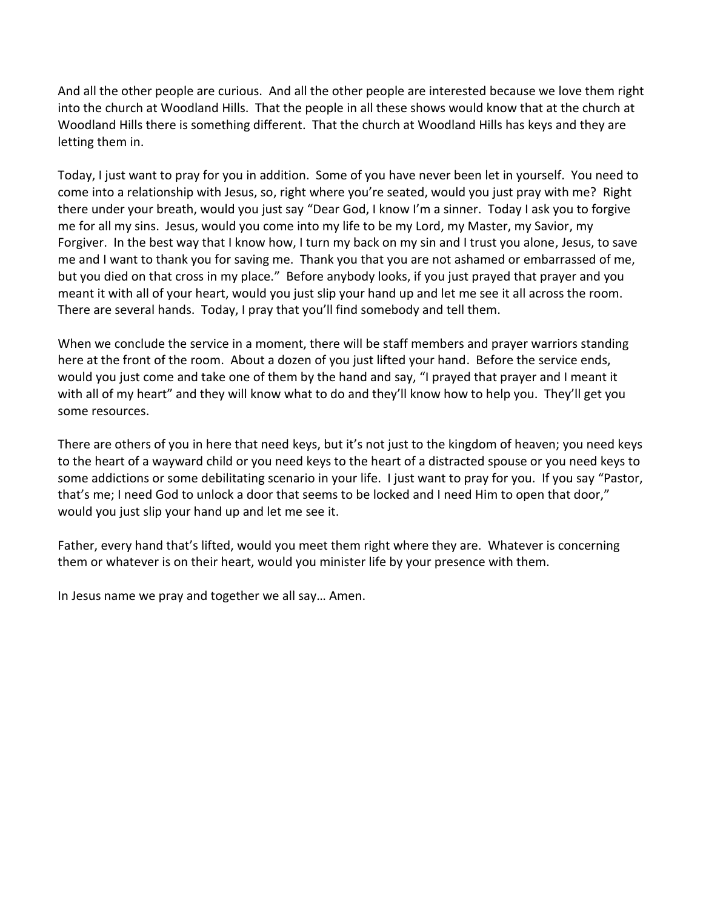And all the other people are curious. And all the other people are interested because we love them right into the church at Woodland Hills. That the people in all these shows would know that at the church at Woodland Hills there is something different. That the church at Woodland Hills has keys and they are letting them in.

Today, I just want to pray for you in addition. Some of you have never been let in yourself. You need to come into a relationship with Jesus, so, right where you're seated, would you just pray with me? Right there under your breath, would you just say "Dear God, I know I'm a sinner. Today I ask you to forgive me for all my sins. Jesus, would you come into my life to be my Lord, my Master, my Savior, my Forgiver. In the best way that I know how, I turn my back on my sin and I trust you alone, Jesus, to save me and I want to thank you for saving me. Thank you that you are not ashamed or embarrassed of me, but you died on that cross in my place." Before anybody looks, if you just prayed that prayer and you meant it with all of your heart, would you just slip your hand up and let me see it all across the room. There are several hands. Today, I pray that you'll find somebody and tell them.

When we conclude the service in a moment, there will be staff members and prayer warriors standing here at the front of the room. About a dozen of you just lifted your hand. Before the service ends, would you just come and take one of them by the hand and say, "I prayed that prayer and I meant it with all of my heart" and they will know what to do and they'll know how to help you. They'll get you some resources.

There are others of you in here that need keys, but it's not just to the kingdom of heaven; you need keys to the heart of a wayward child or you need keys to the heart of a distracted spouse or you need keys to some addictions or some debilitating scenario in your life. I just want to pray for you. If you say "Pastor, that's me; I need God to unlock a door that seems to be locked and I need Him to open that door," would you just slip your hand up and let me see it.

Father, every hand that's lifted, would you meet them right where they are. Whatever is concerning them or whatever is on their heart, would you minister life by your presence with them.

In Jesus name we pray and together we all say… Amen.